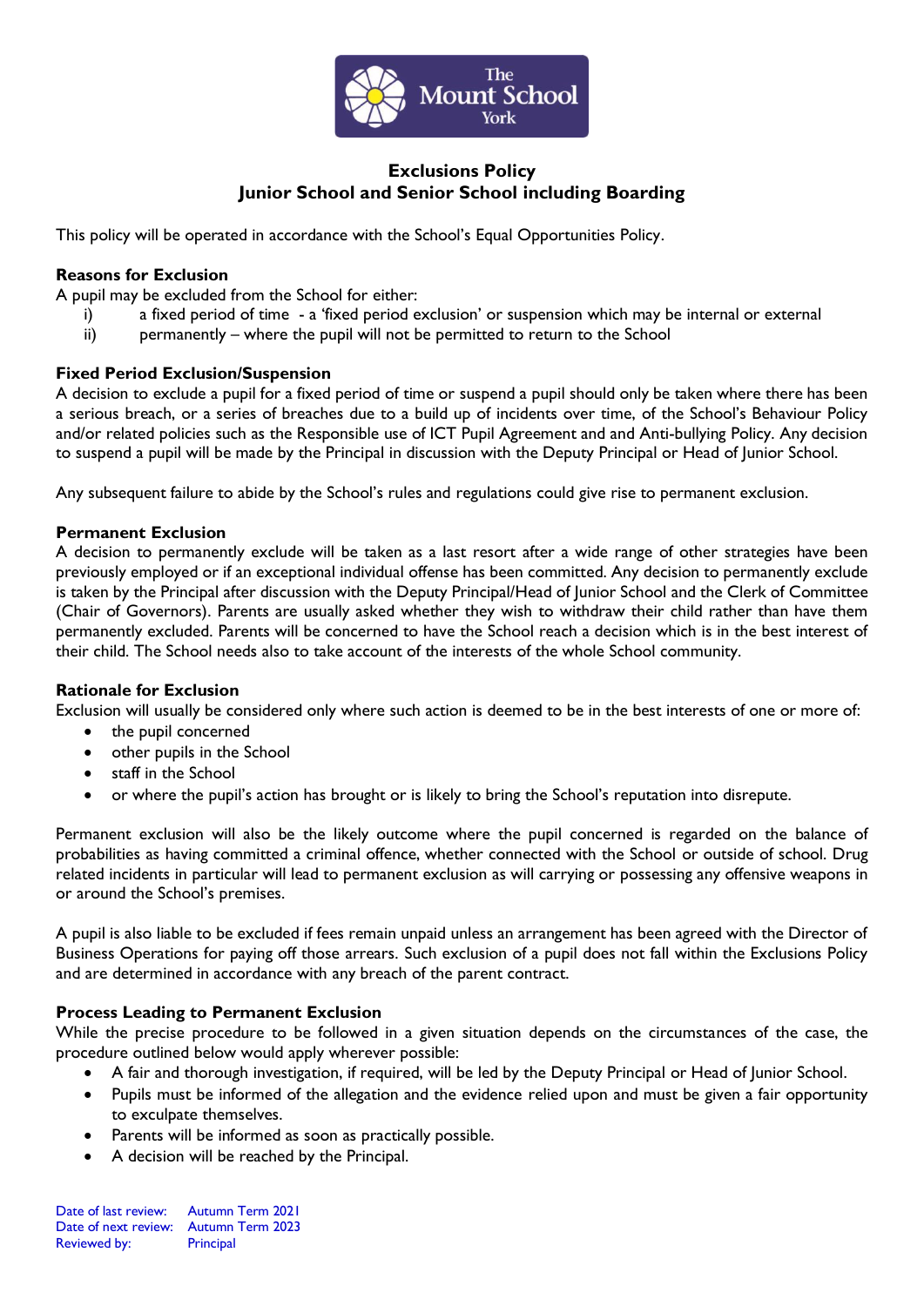# Exclusions Policy
## Junior School and Senior School including Boarding

This policy will be operated in accordance with the School's Equal Opportunities Policy.

### Reasons for Exclusion

A pupil may be excluded from the School for either:

i) a fixed period of time - a 'fixed period exclusion' or suspension which may be internal or external

ii) permanently – where the pupil will not be permitted to return to the School

### Fixed Period Exclusion/Suspension

A decision to exclude a pupil for a fixed period of time or suspend a pupil should only be taken where there has been a serious breach, or a series of breaches due to a build up of incidents over time, of the School's Behaviour Policy and/or related policies such as the Responsible use of ICT Pupil Agreement and and Anti-bullying Policy. Any decision to suspend a pupil will be made by the Principal in discussion with the Deputy Principal or Head of Junior School.

Any subsequent failure to abide by the School's rules and regulations could give rise to permanent exclusion.

### Permanent Exclusion

A decision to permanently exclude will be taken as a last resort after a wide range of other strategies have been previously employed or if an exceptional individual offense has been committed. Any decision to permanently exclude is taken by the Principal after discussion with the Deputy Principal/Head of Junior School and the Clerk of Committee (Chair of Governors). Parents are usually asked whether they wish to withdraw their child rather than have them permanently excluded. Parents will be concerned to have the School reach a decision which is in the best interest of their child. The School needs also to take account of the interests of the whole School community.

### Rationale for Exclusion

Exclusion will usually be considered only where such action is deemed to be in the best interests of one or more of:

- the pupil concerned
- other pupils in the School
- staff in the School
- or where the pupil's action has brought or is likely to bring the School's reputation into disrepute.

Permanent exclusion will also be the likely outcome where the pupil concerned is regarded on the balance of probabilities as having committed a criminal offence, whether connected with the School or outside of school. Drug related incidents in particular will lead to permanent exclusion as will carrying or possessing any offensive weapons in or around the School's premises.

A pupil is also liable to be excluded if fees remain unpaid unless an arrangement has been agreed with the Director of Business Operations for paying off those arrears. Such exclusion of a pupil does not fall within the Exclusions Policy and are determined in accordance with any breach of the parent contract.

### Process Leading to Permanent Exclusion

While the precise procedure to be followed in a given situation depends on the circumstances of the case, the procedure outlined below would apply wherever possible:

- A fair and thorough investigation, if required, will be led by the Deputy Principal or Head of Junior School.
- Pupils must be informed of the allegation and the evidence relied upon and must be given a fair opportunity to exculpate themselves.
- Parents will be informed as soon as practically possible.
- A decision will be reached by the Principal.

Date of last review: Autumn Term 2021
Date of next review: Autumn Term 2023
Reviewed by: Principal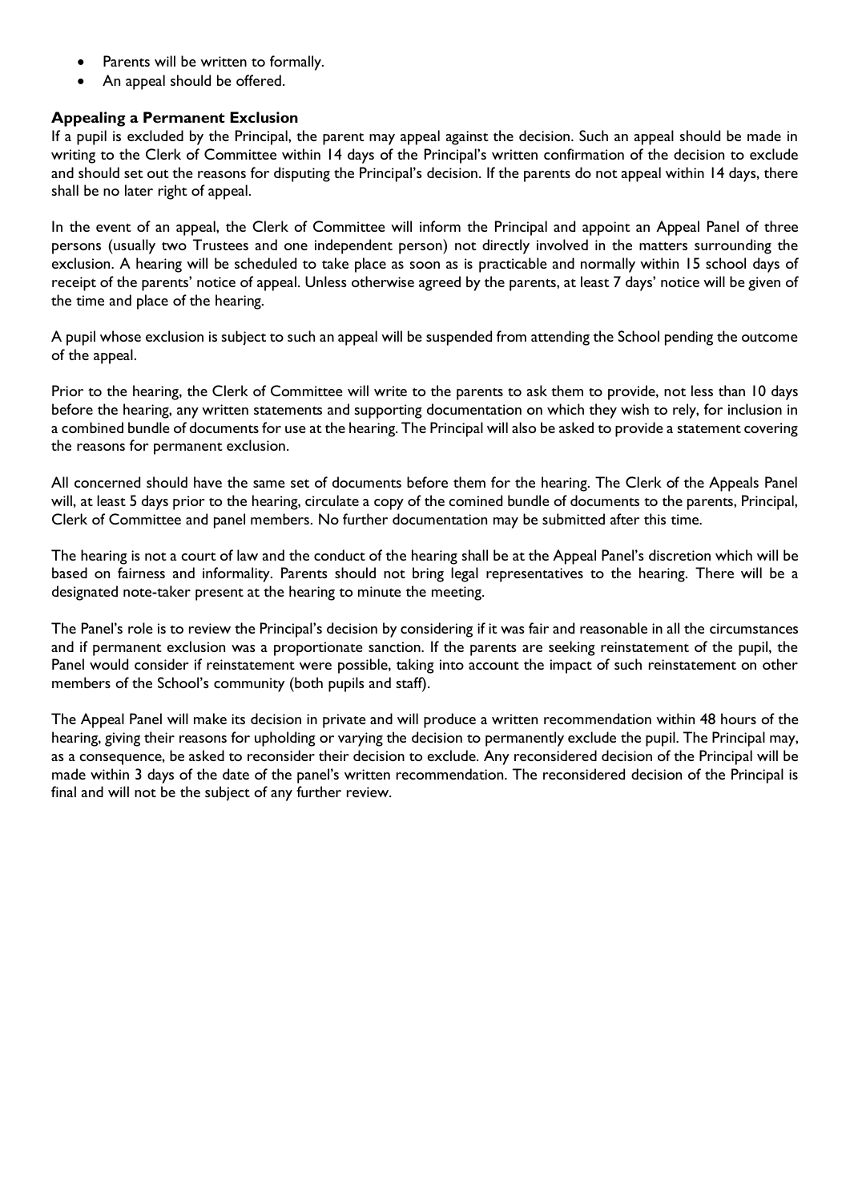- Parents will be written to formally.
- An appeal should be offered.

**Appealing a Permanent Exclusion**

If a pupil is excluded by the Principal, the parent may appeal against the decision. Such an appeal should be made in writing to the Clerk of Committee within 14 days of the Principal's written confirmation of the decision to exclude and should set out the reasons for disputing the Principal's decision. If the parents do not appeal within 14 days, there shall be no later right of appeal.

In the event of an appeal, the Clerk of Committee will inform the Principal and appoint an Appeal Panel of three persons (usually two Trustees and one independent person) not directly involved in the matters surrounding the exclusion. A hearing will be scheduled to take place as soon as is practicable and normally within 15 school days of receipt of the parents' notice of appeal. Unless otherwise agreed by the parents, at least 7 days' notice will be given of the time and place of the hearing.

A pupil whose exclusion is subject to such an appeal will be suspended from attending the School pending the outcome of the appeal.

Prior to the hearing, the Clerk of Committee will write to the parents to ask them to provide, not less than 10 days before the hearing, any written statements and supporting documentation on which they wish to rely, for inclusion in a combined bundle of documents for use at the hearing. The Principal will also be asked to provide a statement covering the reasons for permanent exclusion.

All concerned should have the same set of documents before them for the hearing. The Clerk of the Appeals Panel will, at least 5 days prior to the hearing, circulate a copy of the comined bundle of documents to the parents, Principal, Clerk of Committee and panel members. No further documentation may be submitted after this time.

The hearing is not a court of law and the conduct of the hearing shall be at the Appeal Panel's discretion which will be based on fairness and informality. Parents should not bring legal representatives to the hearing. There will be a designated note-taker present at the hearing to minute the meeting.

The Panel's role is to review the Principal's decision by considering if it was fair and reasonable in all the circumstances and if permanent exclusion was a proportionate sanction. If the parents are seeking reinstatement of the pupil, the Panel would consider if reinstatement were possible, taking into account the impact of such reinstatement on other members of the School's community (both pupils and staff).

The Appeal Panel will make its decision in private and will produce a written recommendation within 48 hours of the hearing, giving their reasons for upholding or varying the decision to permanently exclude the pupil. The Principal may, as a consequence, be asked to reconsider their decision to exclude. Any reconsidered decision of the Principal will be made within 3 days of the date of the panel's written recommendation. The reconsidered decision of the Principal is final and will not be the subject of any further review.